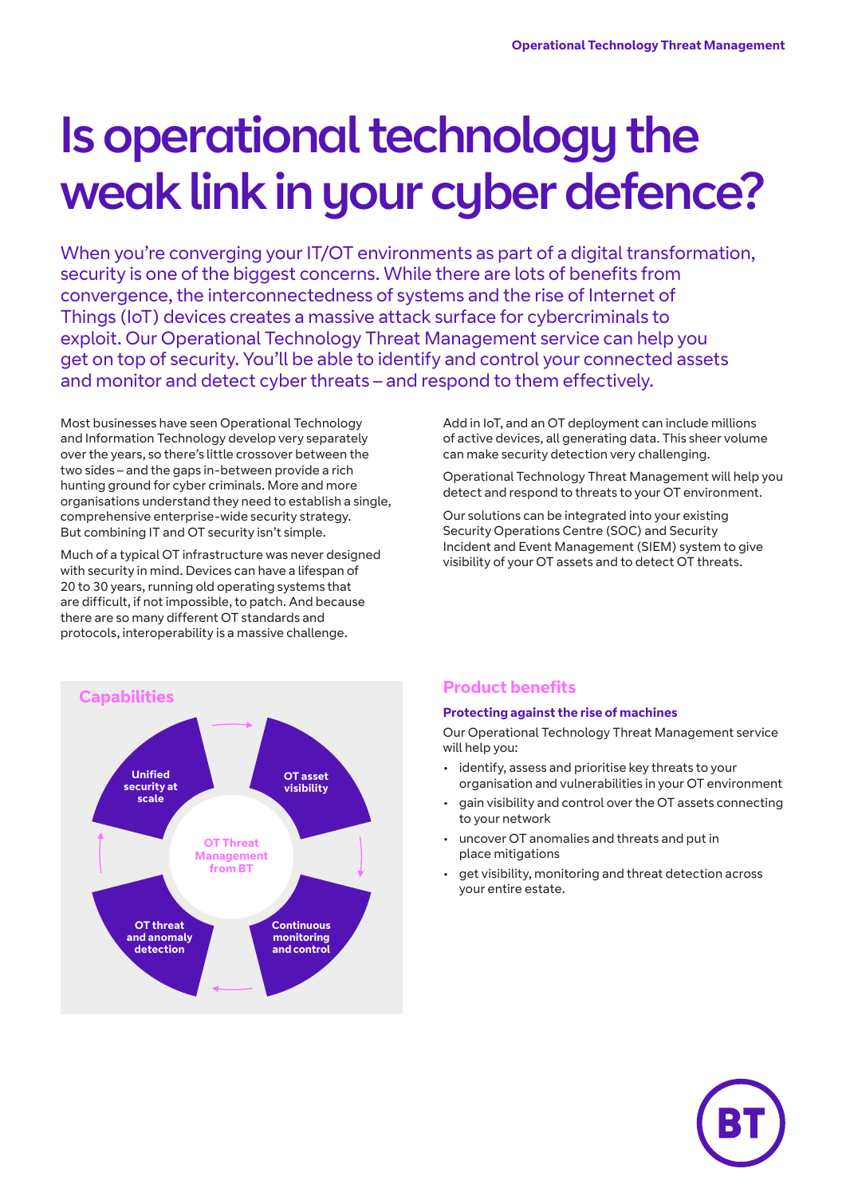# Is operational technology the weak link in your cyber defence?

When you're converging your IT/OT environments as part of a digital transformation, security is one of the biggest concerns. While there are lots of benefits from convergence, the interconnectedness of systems and the rise of Internet of Things (IoT) devices creates a massive attack surface for cybercriminals to exploit. Our Operational Technology Threat Management service can help you get on top of security. You'll be able to identify and control your connected assets and monitor and detect cyber threats – and respond to them effectively.

Most businesses have seen Operational Technology and Information Technology develop very separately over the years, so there's little crossover between the two sides – and the gaps in-between provide a rich hunting ground for cyber criminals. More and more organisations understand they need to establish a single, comprehensive enterprise-wide security strategy. But combining IT and OT security isn't simple.

Much of a typical OT infrastructure was never designed with security in mind. Devices can have a lifespan of 20 to 30 years, running old operating systems that are difficult, if not impossible, to patch. And because there are so many different OT standards and protocols, interoperability is a massive challenge.

Add in IoT, and an OT deployment can include millions of active devices, all generating data. This sheer volume can make security detection very challenging.

Operational Technology Threat Management will help you detect and respond to threats to your OT environment.

Our solutions can be integrated into your existing Security Operations Centre (SOC) and Security Incident and Event Management (SIEM) system to give visibility of your OT assets and to detect OT threats.

## Capabilities

OT Threat Management from BT

- Unified security at scale
- OT asset visibility
- Continuous monitoring and control
- OT threat and anomaly detection

## Product benefits

### Protecting against the rise of machines

Our Operational Technology Threat Management service will help you:

- identify, assess and prioritise key threats to your organisation and vulnerabilities in your OT environment
- gain visibility and control over the OT assets connecting to your network
- uncover OT anomalies and threats and put in place mitigations
- get visibility, monitoring and threat detection across your entire estate.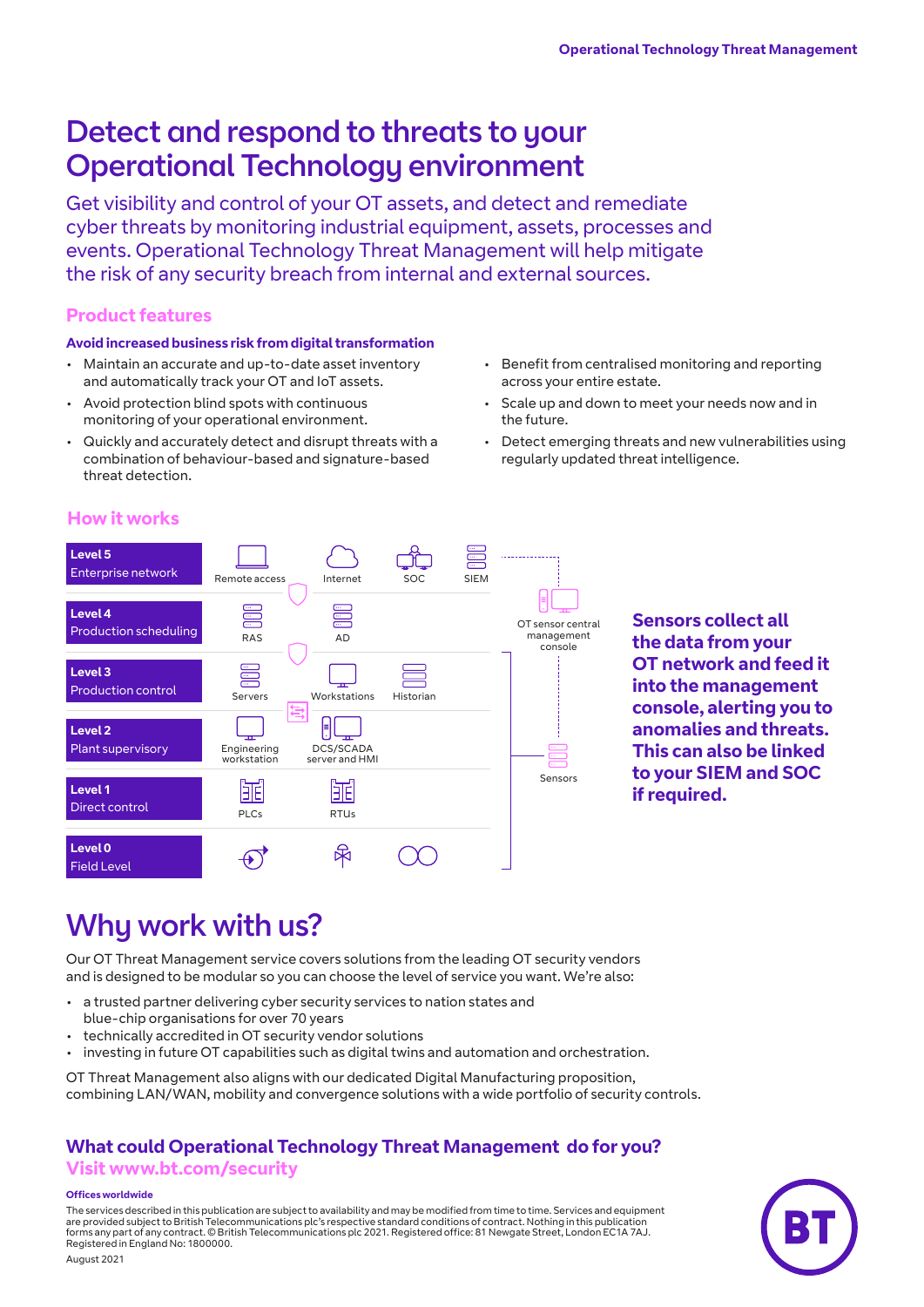# Detect and respond to threats to your Operational Technology environment

Get visibility and control of your OT assets, and detect and remediate cyber threats by monitoring industrial equipment, assets, processes and events. Operational Technology Threat Management will help mitigate the risk of any security breach from internal and external sources.

## Product features

**Avoid increased business risk from digital transformation**

- Maintain an accurate and up-to-date asset inventory and automatically track your OT and IoT assets.
- Avoid protection blind spots with continuous monitoring of your operational environment.
- Quickly and accurately detect and disrupt threats with a combination of behaviour-based and signature-based threat detection.
- Benefit from centralised monitoring and reporting across your entire estate.
- Scale up and down to meet your needs now and in the future.
- Detect emerging threats and new vulnerabilities using regularly updated threat intelligence.

## How it works

Level 5
Enterprise network
Remote access
Internet
SOC
SIEM

Level 4
Production scheduling
RAS
AD

Level 3
Production control
Servers
Workstations
Historian

Level 2
Plant supervisory
Engineering workstation
DCS/SCADA server and HMI

Level 1
Direct control
PLCs
RTUs

Level 0
Field Level

OT sensor central management console
Sensors

**Sensors collect all the data from your OT network and feed it into the management console, alerting you to anomalies and threats. This can also be linked to your SIEM and SOC if required.**

# Why work with us?

Our OT Threat Management service covers solutions from the leading OT security vendors and is designed to be modular so you can choose the level of service you want. We're also:

- a trusted partner delivering cyber security services to nation states and blue-chip organisations for over 70 years
- technically accredited in OT security vendor solutions
- investing in future OT capabilities such as digital twins and automation and orchestration.

OT Threat Management also aligns with our dedicated Digital Manufacturing proposition, combining LAN/WAN, mobility and convergence solutions with a wide portfolio of security controls.

## What could Operational Technology Threat Management do for you?
## Visit www.bt.com/security

**Offices worldwide**

The services described in this publication are subject to availability and may be modified from time to time. Services and equipment are provided subject to British Telecommunications plc's respective standard conditions of contract. Nothing in this publication forms any part of any contract. © British Telecommunications plc 2021. Registered office: 81 Newgate Street, London EC1A 7AJ. Registered in England No: 1800000.

August 2021